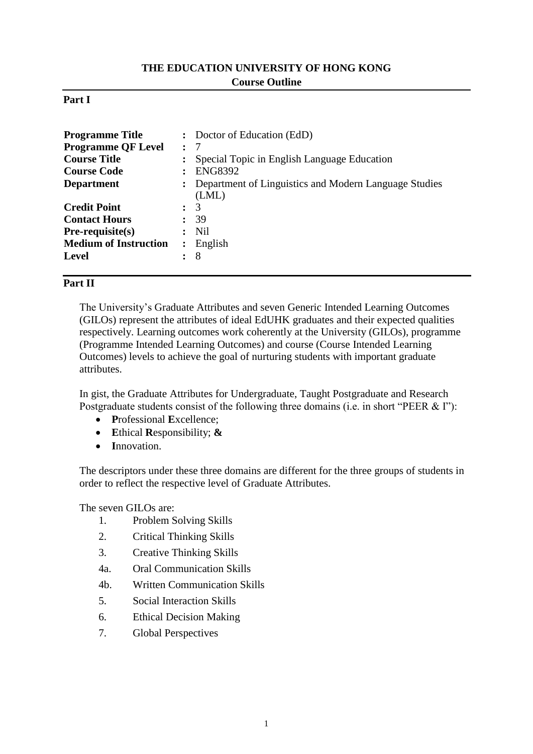# THE EDUCATION UNIVERSITY OF HONG KONG

## Course Outline

### Part I

| | | |
|---|---|---|
| **Programme Title** | : | Doctor of Education (EdD) |
| **Programme QF Level** | : | 7 |
| **Course Title** | : | Special Topic in English Language Education |
| **Course Code** | : | ENG8392 |
| **Department** | : | Department of Linguistics and Modern Language Studies (LML) |
| **Credit Point** | : | 3 |
| **Contact Hours** | : | 39 |
| **Pre-requisite(s)** | : | Nil |
| **Medium of Instruction** | : | English |
| **Level** | : | 8 |

### Part II

The University's Graduate Attributes and seven Generic Intended Learning Outcomes (GILOs) represent the attributes of ideal EdUHK graduates and their expected qualities respectively. Learning outcomes work coherently at the University (GILOs), programme (Programme Intended Learning Outcomes) and course (Course Intended Learning Outcomes) levels to achieve the goal of nurturing students with important graduate attributes.

In gist, the Graduate Attributes for Undergraduate, Taught Postgraduate and Research Postgraduate students consist of the following three domains (i.e. in short "PEER & I"):

- **P**rofessional **E**xcellence;
- **E**thical **R**esponsibility; **&**
- **I**nnovation.

The descriptors under these three domains are different for the three groups of students in order to reflect the respective level of Graduate Attributes.

The seven GILOs are:

1. Problem Solving Skills
2. Critical Thinking Skills
3. Creative Thinking Skills

4a. Oral Communication Skills

4b. Written Communication Skills

5. Social Interaction Skills
6. Ethical Decision Making
7. Global Perspectives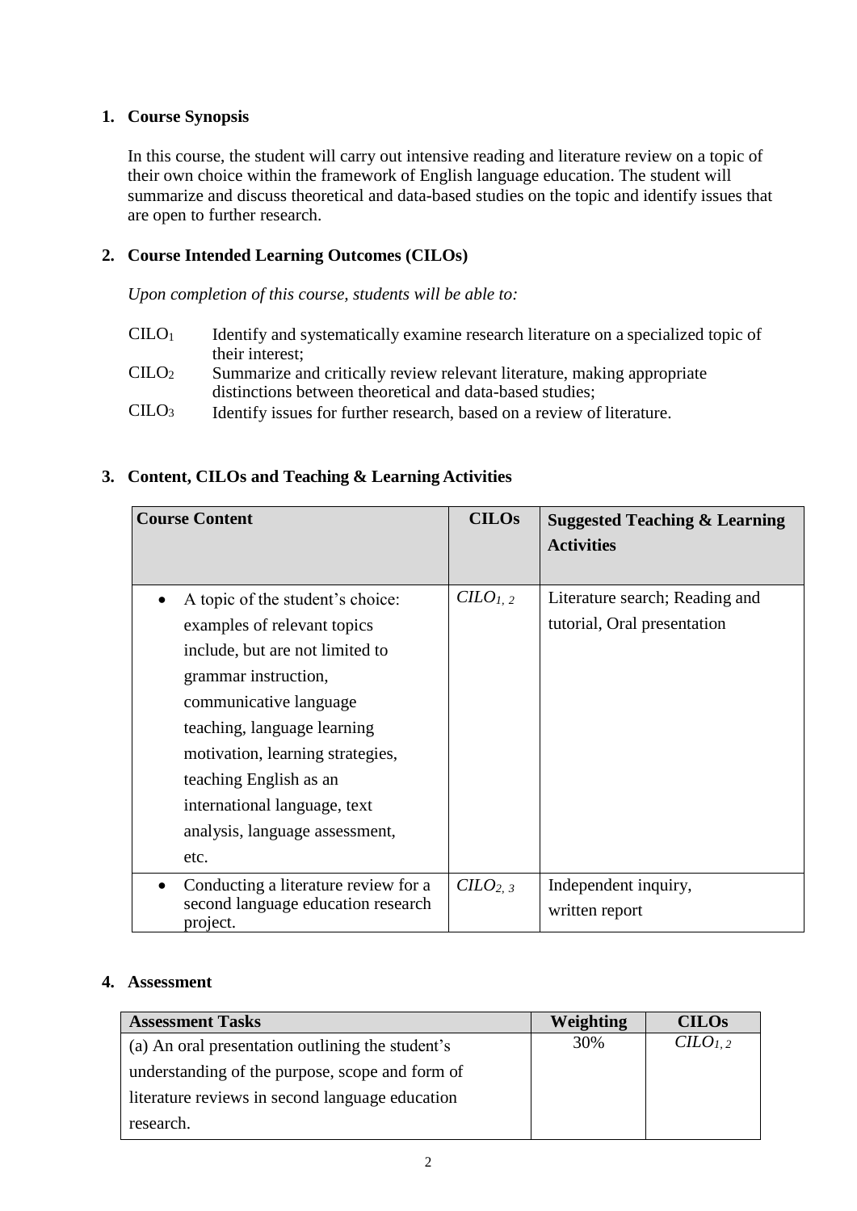## 1. Course Synopsis

In this course, the student will carry out intensive reading and literature review on a topic of their own choice within the framework of English language education. The student will summarize and discuss theoretical and data-based studies on the topic and identify issues that are open to further research.

## 2. Course Intended Learning Outcomes (CILOs)

*Upon completion of this course, students will be able to:*

- $CILO_1$ Identify and systematically examine research literature on a specialized topic of their interest;
- $CILO_2$ Summarize and critically review relevant literature, making appropriate distinctions between theoretical and data-based studies;
- $CILO_3$ Identify issues for further research, based on a review of literature.

## 3. Content, CILOs and Teaching & Learning Activities

| Course Content | CILOs | Suggested Teaching & Learning Activities |
|---|---|---|
| • A topic of the student's choice: examples of relevant topics include, but are not limited to grammar instruction, communicative language teaching, language learning motivation, learning strategies, teaching English as an international language, text analysis, language assessment, etc. | $CILO_{1,2}$ | Literature search; Reading and tutorial, Oral presentation |
| • Conducting a literature review for a second language education research project. | $CILO_{2,3}$ | Independent inquiry, written report |

## 4. Assessment

| Assessment Tasks | Weighting | CILOs |
|---|---|---|
| (a) An oral presentation outlining the student's understanding of the purpose, scope and form of literature reviews in second language education research. | 30% | $CILO_{1,2}$ |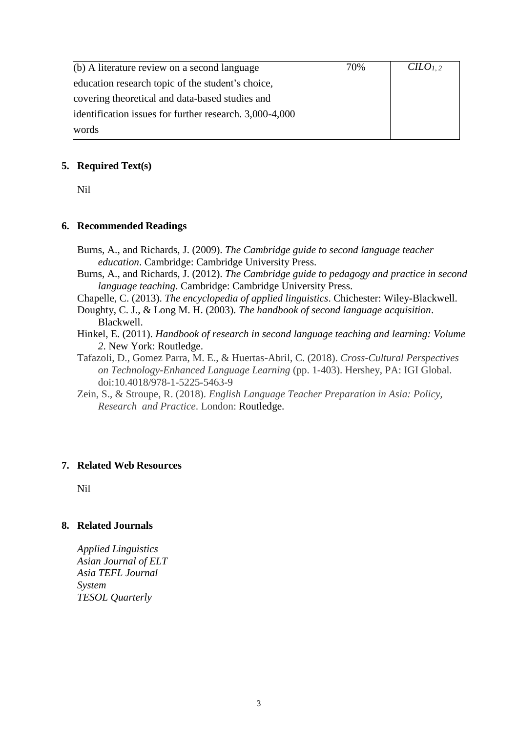| (b) A literature review on a second language education research topic of the student's choice, covering theoretical and data-based studies and identification issues for further research. 3,000-4,000 words | 70% | *CILO*$_{1, 2}$ |
|---|---|---|

## 5. Required Text(s)

Nil

## 6. Recommended Readings

Burns, A., and Richards, J. (2009). *The Cambridge guide to second language teacher education*. Cambridge: Cambridge University Press.

Burns, A., and Richards, J. (2012). *The Cambridge guide to pedagogy and practice in second language teaching*. Cambridge: Cambridge University Press.

Chapelle, C. (2013). *The encyclopedia of applied linguistics*. Chichester: Wiley-Blackwell.

Doughty, C. J., & Long M. H. (2003). *The handbook of second language acquisition*. Blackwell.

Hinkel, E. (2011). *Handbook of research in second language teaching and learning: Volume 2*. New York: Routledge.

Tafazoli, D., Gomez Parra, M. E., & Huertas-Abril, C. (2018). *Cross-Cultural Perspectives on Technology-Enhanced Language Learning* (pp. 1-403). Hershey, PA: IGI Global. doi:10.4018/978-1-5225-5463-9

Zein, S., & Stroupe, R. (2018). *English Language Teacher Preparation in Asia: Policy, Research and Practice*. London: Routledge.

## 7. Related Web Resources

Nil

## 8. Related Journals

*Applied Linguistics*
*Asian Journal of ELT*
*Asia TEFL Journal*
*System*
*TESOL Quarterly*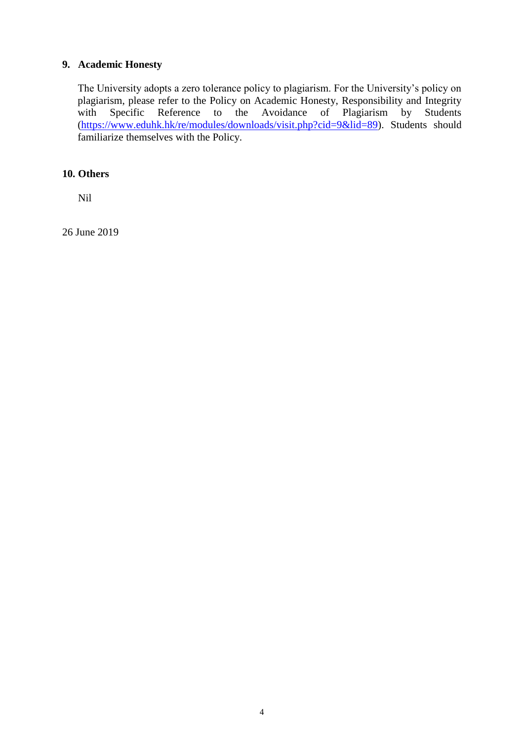## 9. Academic Honesty

The University adopts a zero tolerance policy to plagiarism. For the University's policy on plagiarism, please refer to the Policy on Academic Honesty, Responsibility and Integrity with Specific Reference to the Avoidance of Plagiarism by Students (https://www.eduhk.hk/re/modules/downloads/visit.php?cid=9&lid=89). Students should familiarize themselves with the Policy.

## 10. Others

Nil

26 June 2019